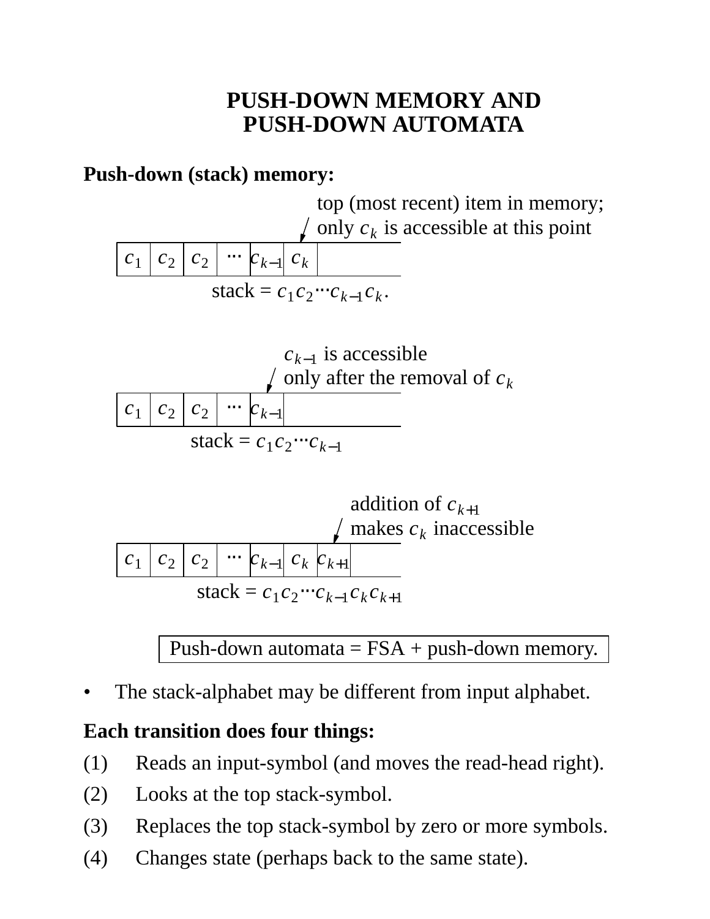# PUSH-DOWN MEMORY AND PUSH-DOWN AUTOMATA

**Push-down (stack) memory:**

top (most recent) item in memory; only $c_k$ is accessible at this point

| $c_1$ | $c_2$ | $c_2$ | ⋯ | $c_{k-1}$ | $c_k$ | |
|---|---|---|---|---|---|---|

stack = $c_1 c_2 \cdots c_{k-1} c_k$.

$c_{k-1}$ is accessible only after the removal of $c_k$

| $c_1$ | $c_2$ | $c_2$ | ⋯ | $c_{k-1}$ | |
|---|---|---|---|---|---|

stack = $c_1 c_2 \cdots c_{k-1}$

addition of $c_{k+1}$ makes $c_k$ inaccessible

| $c_1$ | $c_2$ | $c_2$ | ⋯ | $c_{k-1}$ | $c_k$ | $c_{k+1}$ | |
|---|---|---|---|---|---|---|---|

stack = $c_1 c_2 \cdots c_{k-1} c_k c_{k+1}$

> Push-down automata = FSA + push-down memory.

- The stack-alphabet may be different from input alphabet.

**Each transition does four things:**

(1) Reads an input-symbol (and moves the read-head right).

(2) Looks at the top stack-symbol.

(3) Replaces the top stack-symbol by zero or more symbols.

(4) Changes state (perhaps back to the same state).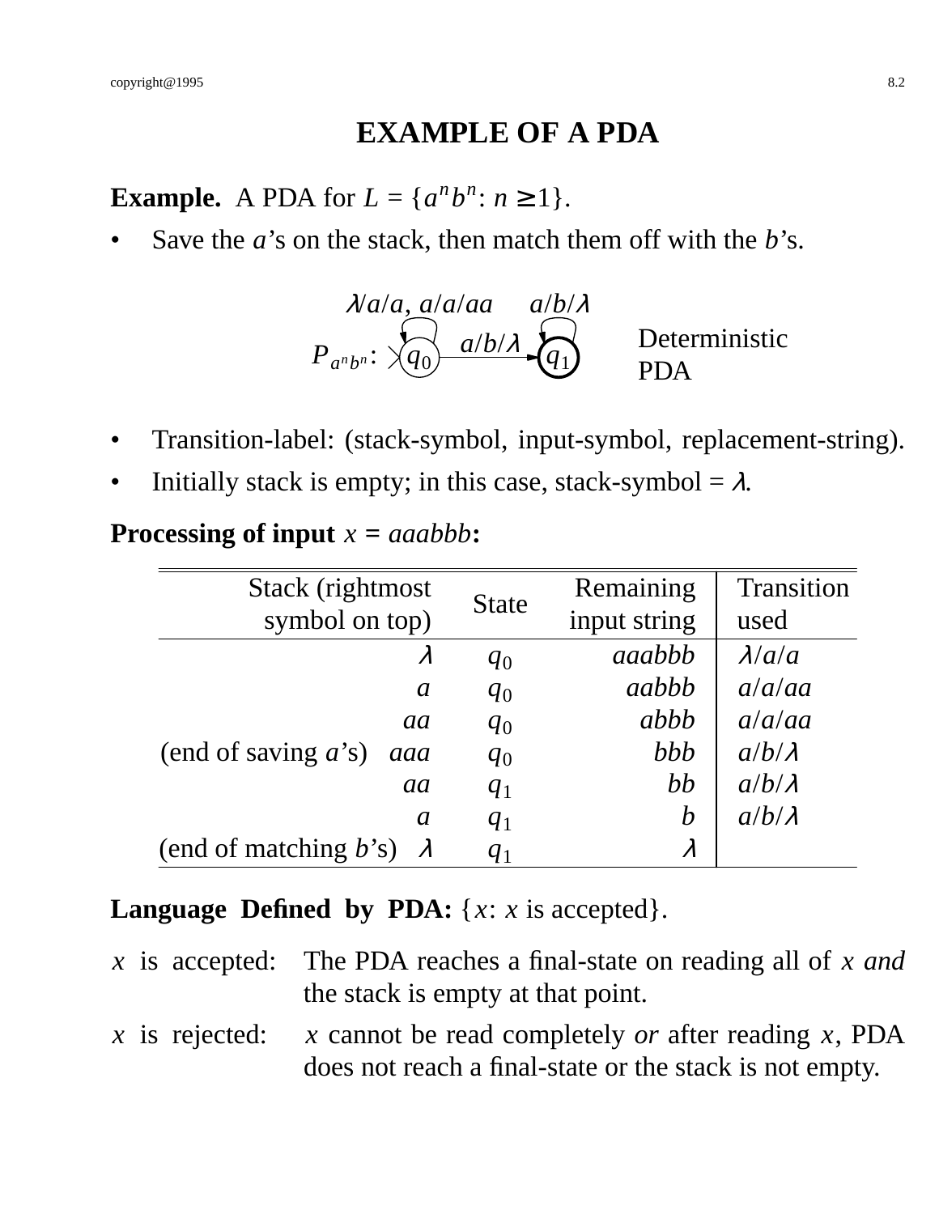# EXAMPLE OF A PDA

**Example.** A PDA for $L = \{a^n b^n : n \geq 1\}$.

- Save the *a*'s on the stack, then match them off with the *b*'s.

$P_{a^n b^n}$: $q_0$ with self-loop $\lambda/a/a$, $a/a/aa$; $q_0 \xrightarrow{a/b/\lambda} q_1$; $q_1$ (final) with self-loop $a/b/\lambda$.

Deterministic PDA

- Transition-label: (stack-symbol, input-symbol, replacement-string).
- Initially stack is empty; in this case, stack-symbol = $\lambda$.

**Processing of input** $x = aaabbb$**:**

| Stack (rightmost symbol on top) | State | Remaining input string | Transition used |
|---:|:---:|---:|:---|
| $\lambda$ | $q_0$ | $aaabbb$ | $\lambda/a/a$ |
| $a$ | $q_0$ | $aabbb$ | $a/a/aa$ |
| $aa$ | $q_0$ | $abbb$ | $a/a/aa$ |
| (end of saving *a*'s) $aaa$ | $q_0$ | $bbb$ | $a/b/\lambda$ |
| $aa$ | $q_1$ | $bb$ | $a/b/\lambda$ |
| $a$ | $q_1$ | $b$ | $a/b/\lambda$ |
| (end of matching *b*'s) $\lambda$ | $q_1$ | $\lambda$ | |

**Language Defined by PDA:** $\{x : x \text{ is accepted}\}$.

$x$ is accepted: The PDA reaches a final-state on reading all of $x$ *and* the stack is empty at that point.

$x$ is rejected: $x$ cannot be read completely *or* after reading $x$, PDA does not reach a final-state or the stack is not empty.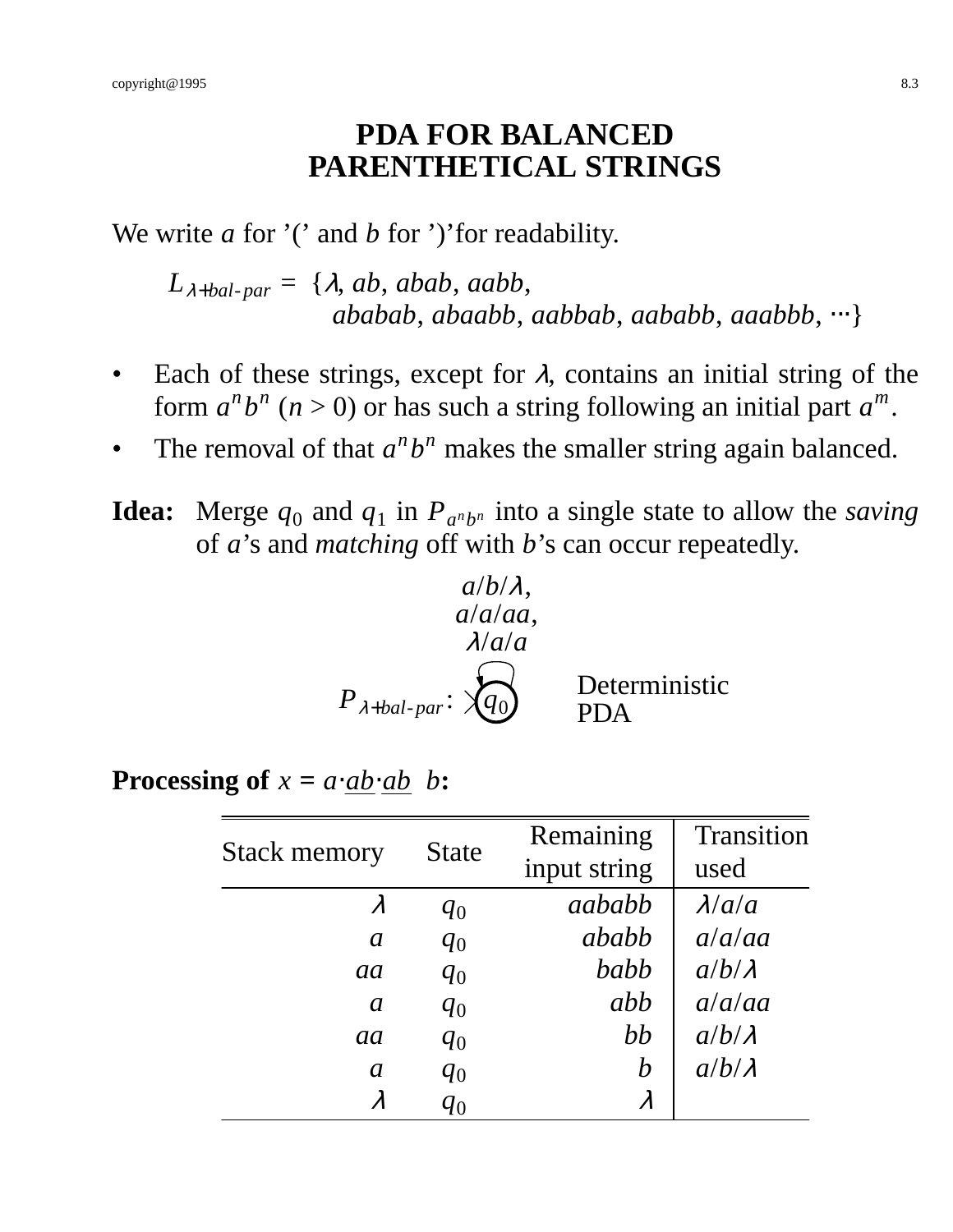# PDA FOR BALANCED PARENTHETICAL STRINGS

We write *a* for '(' and *b* for ')' for readability.

$$L_{\lambda+bal\text{-}par} = \{\lambda, ab, abab, aabb, ababab, abaabb, aabbab, aababb, aaabbb, \cdots\}$$

- Each of these strings, except for $\lambda$, contains an initial string of the form $a^n b^n$ ($n > 0$) or has such a string following an initial part $a^m$.
- The removal of that $a^n b^n$ makes the smaller string again balanced.

**Idea:** Merge $q_0$ and $q_1$ in $P_{a^n b^n}$ into a single state to allow the *saving* of *a*'s and *matching* off with *b*'s can occur repeatedly.

$a/b/\lambda$,
$a/a/aa$,
$\lambda/a/a$

$P_{\lambda+bal\text{-}par}$: $\to q_0$ (self-loop on $q_0$)

Deterministic PDA

**Processing of** $x = a{\cdot}\underline{ab}{\cdot}\underline{ab}\;\;b$**:**

| Stack memory | State | Remaining input string | Transition used |
|---|---|---|---|
| $\lambda$ | $q_0$ | $aababb$ | $\lambda/a/a$ |
| $a$ | $q_0$ | $ababb$ | $a/a/aa$ |
| $aa$ | $q_0$ | $babb$ | $a/b/\lambda$ |
| $a$ | $q_0$ | $abb$ | $a/a/aa$ |
| $aa$ | $q_0$ | $bb$ | $a/b/\lambda$ |
| $a$ | $q_0$ | $b$ | $a/b/\lambda$ |
| $\lambda$ | $q_0$ | $\lambda$ | |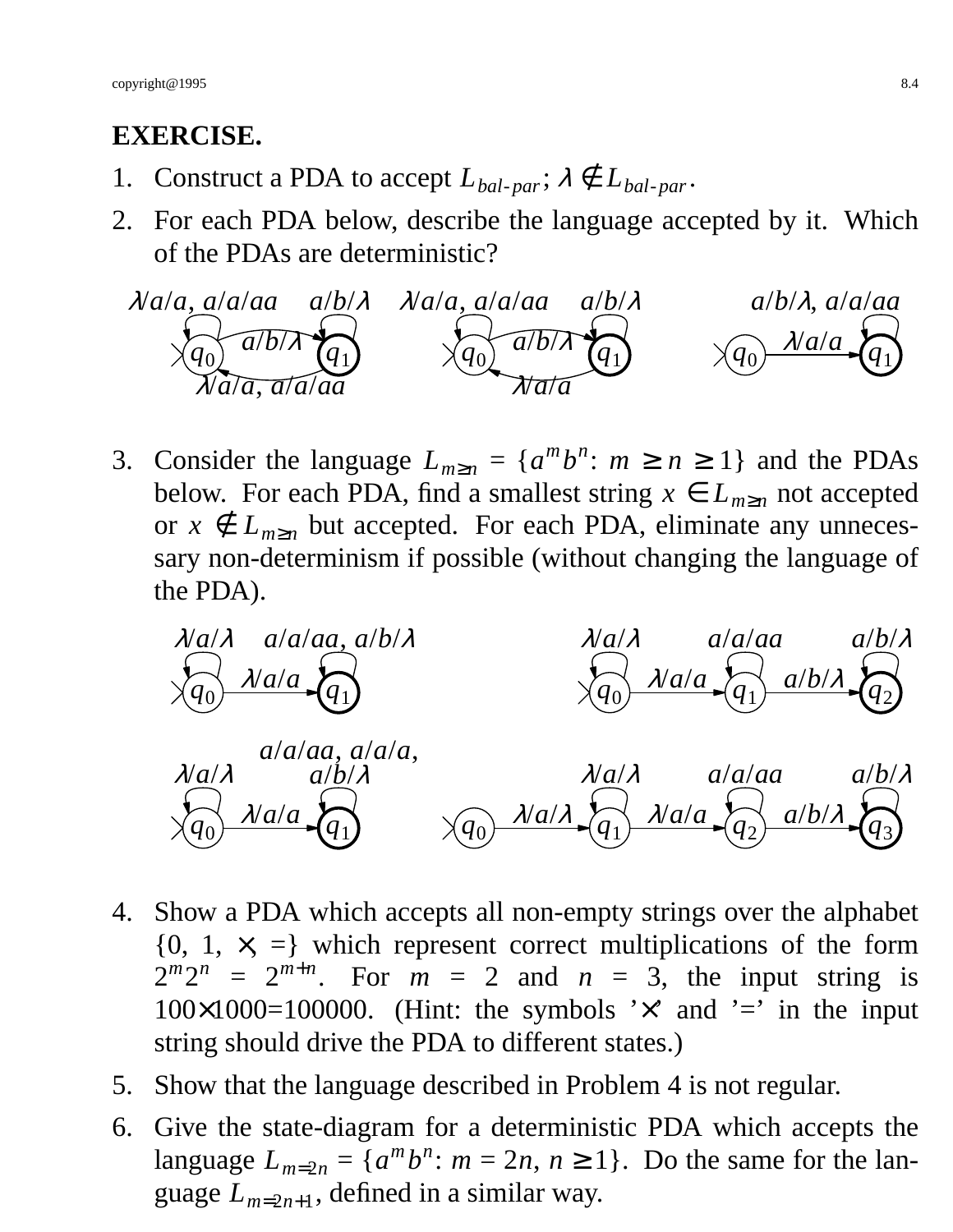**EXERCISE.**

1. Construct a PDA to accept $L_{bal\text{-}par}$; $\lambda \notin L_{bal\text{-}par}$.

2. For each PDA below, describe the language accepted by it. Which of the PDAs are deterministic?

   $\lambda/a/a,\ a/a/aa$ &nbsp;&nbsp; $a/b/\lambda$ &nbsp;&nbsp; $a/b/\lambda$ &nbsp;&nbsp; $q_0$ &nbsp; $q_1$ &nbsp;&nbsp; $\lambda/a/a,\ a/a/aa$

   $\lambda/a/a,\ a/a/aa$ &nbsp;&nbsp; $a/b/\lambda$ &nbsp;&nbsp; $a/b/\lambda$ &nbsp;&nbsp; $q_0$ &nbsp; $q_1$ &nbsp;&nbsp; $\lambda/a/a$

   $a/b/\lambda,\ a/a/aa$ &nbsp;&nbsp; $\lambda/a/a$ &nbsp;&nbsp; $q_0$ &nbsp; $q_1$

3. Consider the language $L_{m \geq n} = \{a^m b^n\text{: } m \geq n \geq 1\}$ and the PDAs below. For each PDA, find a smallest string $x \in L_{m \geq n}$ not accepted or $x \notin L_{m \geq n}$ but accepted. For each PDA, eliminate any unnecessary non-determinism if possible (without changing the language of the PDA).

   $\lambda/a/\lambda$ &nbsp;&nbsp; $a/a/aa,\ a/b/\lambda$ &nbsp;&nbsp; $\lambda/a/a$ &nbsp;&nbsp; $q_0$ &nbsp; $q_1$

   $\lambda/a/\lambda$ &nbsp;&nbsp; $a/a/aa$ &nbsp;&nbsp; $a/b/\lambda$ &nbsp;&nbsp; $\lambda/a/a$ &nbsp;&nbsp; $a/b/\lambda$ &nbsp;&nbsp; $q_0$ &nbsp; $q_1$ &nbsp; $q_2$

   $\lambda/a/\lambda$ &nbsp;&nbsp; $a/a/aa,\ a/a/a,\ a/b/\lambda$ &nbsp;&nbsp; $\lambda/a/a$ &nbsp;&nbsp; $q_0$ &nbsp; $q_1$

   $\lambda/a/\lambda$ &nbsp;&nbsp; $a/a/aa$ &nbsp;&nbsp; $a/b/\lambda$ &nbsp;&nbsp; $\lambda/a/\lambda$ &nbsp;&nbsp; $\lambda/a/a$ &nbsp;&nbsp; $a/b/\lambda$ &nbsp;&nbsp; $q_0$ &nbsp; $q_1$ &nbsp; $q_2$ &nbsp; $q_3$

4. Show a PDA which accepts all non-empty strings over the alphabet $\{0, 1, \times, =\}$ which represent correct multiplications of the form $2^m 2^n = 2^{m+n}$. For $m = 2$ and $n = 3$, the input string is $100 \times 1000 = 100000$. (Hint: the symbols '$\times$' and '$=$' in the input string should drive the PDA to different states.)

5. Show that the language described in Problem 4 is not regular.

6. Give the state-diagram for a deterministic PDA which accepts the language $L_{m=2n} = \{a^m b^n\text{: } m = 2n,\ n \geq 1\}$. Do the same for the language $L_{m=2n+1}$, defined in a similar way.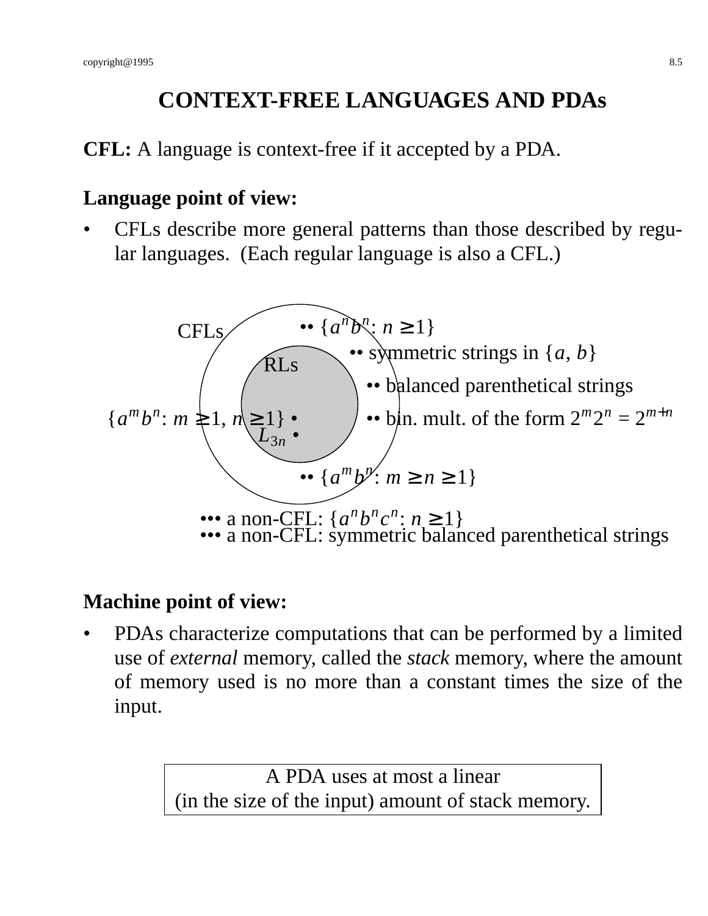# CONTEXT-FREE LANGUAGES AND PDAs

**CFL:** A language is context-free if it accepted by a PDA.

**Language point of view:**

- CFLs describe more general patterns than those described by regular languages. (Each regular language is also a CFL.)

CFLs

RLs

- • $\{a^n b^n : n \geq 1\}$
- • symmetric strings in $\{a, b\}$
- • balanced parenthetical strings
- • bin. mult. of the form $2^m 2^n = 2^{m+n}$
- $\{a^m b^n : m \geq 1, n \geq 1\}$ •
- $L_{3n}$ •
- • $\{a^m b^n : m \geq n \geq 1\}$
- •• a non-CFL: $\{a^n b^n c^n : n \geq 1\}$
- •• a non-CFL: symmetric balanced parenthetical strings

**Machine point of view:**

- PDAs characterize computations that can be performed by a limited use of *external* memory, called the *stack* memory, where the amount of memory used is no more than a constant times the size of the input.

| A PDA uses at most a linear (in the size of the input) amount of stack memory. |
|---|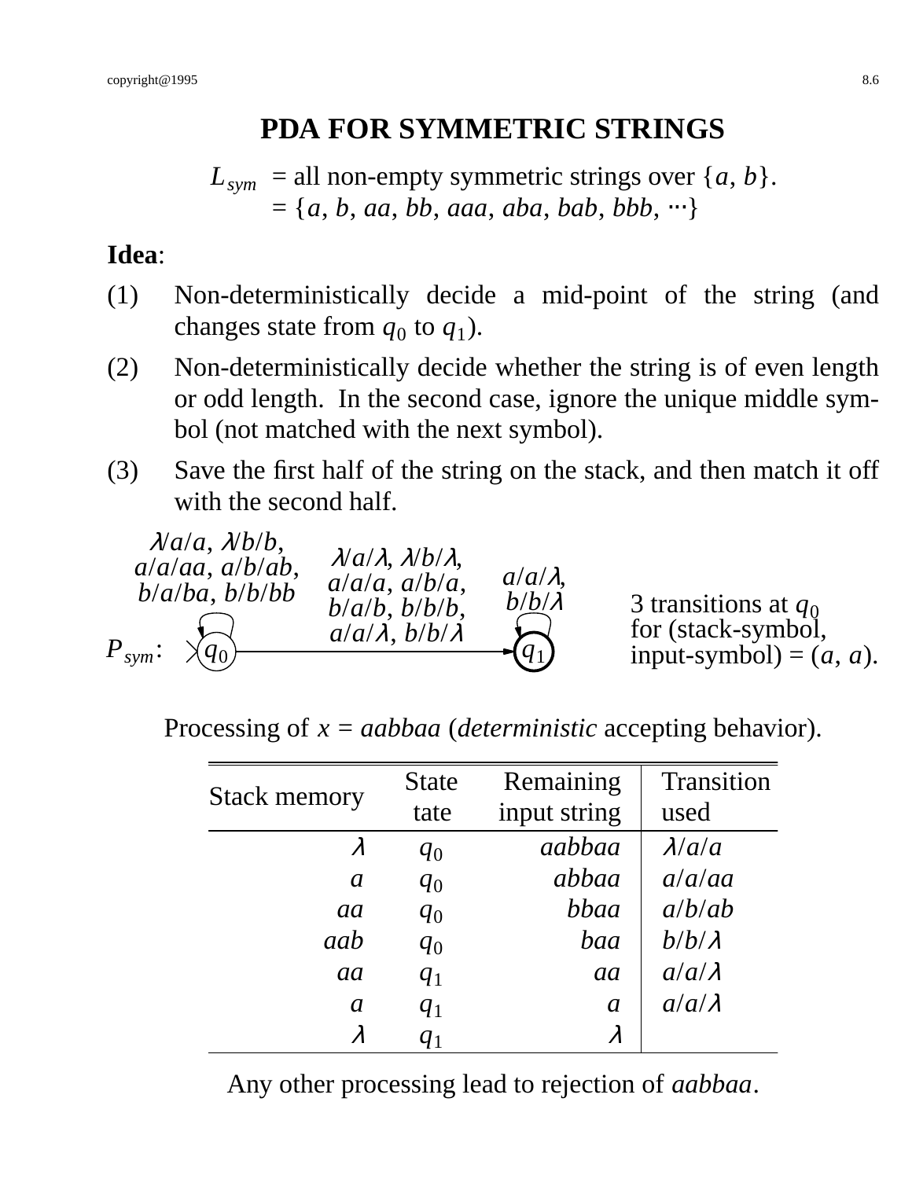# PDA FOR SYMMETRIC STRINGS

$L_{sym}$ = all non-empty symmetric strings over $\{a, b\}$.
= $\{a, b, aa, bb, aaa, aba, bab, bbb, \cdots\}$

**Idea**:

(1) Non-deterministically decide a mid-point of the string (and changes state from $q_0$ to $q_1$).

(2) Non-deterministically decide whether the string is of even length or odd length. In the second case, ignore the unique middle symbol (not matched with the next symbol).

(3) Save the first half of the string on the stack, and then match it off with the second half.

$P_{sym}$: start state $q_0$ with self-loop transitions $\lambda/a/a$, $\lambda/b/b$, $a/a/aa$, $a/b/ab$, $b/a/ba$, $b/b/bb$; transition from $q_0$ to $q_1$ labeled $\lambda/a/\lambda$, $\lambda/b/\lambda$, $a/a/a$, $a/b/a$, $b/a/b$, $b/b/b$, $a/a/\lambda$, $b/b/\lambda$; final state $q_1$ with self-loop transitions $a/a/\lambda$, $b/b/\lambda$.

3 transitions at $q_0$ for (stack-symbol, input-symbol) = $(a, a)$.

Processing of $x = aabbaa$ (*deterministic* accepting behavior).

| Stack memory | State tate | Remaining input string | Transition used |
|---|---|---|---|
| $\lambda$ | $q_0$ | $aabbaa$ | $\lambda/a/a$ |
| $a$ | $q_0$ | $abbaa$ | $a/a/aa$ |
| $aa$ | $q_0$ | $bbaa$ | $a/b/ab$ |
| $aab$ | $q_0$ | $baa$ | $b/b/\lambda$ |
| $aa$ | $q_1$ | $aa$ | $a/a/\lambda$ |
| $a$ | $q_1$ | $a$ | $a/a/\lambda$ |
| $\lambda$ | $q_1$ | $\lambda$ | |

Any other processing lead to rejection of $aabbaa$.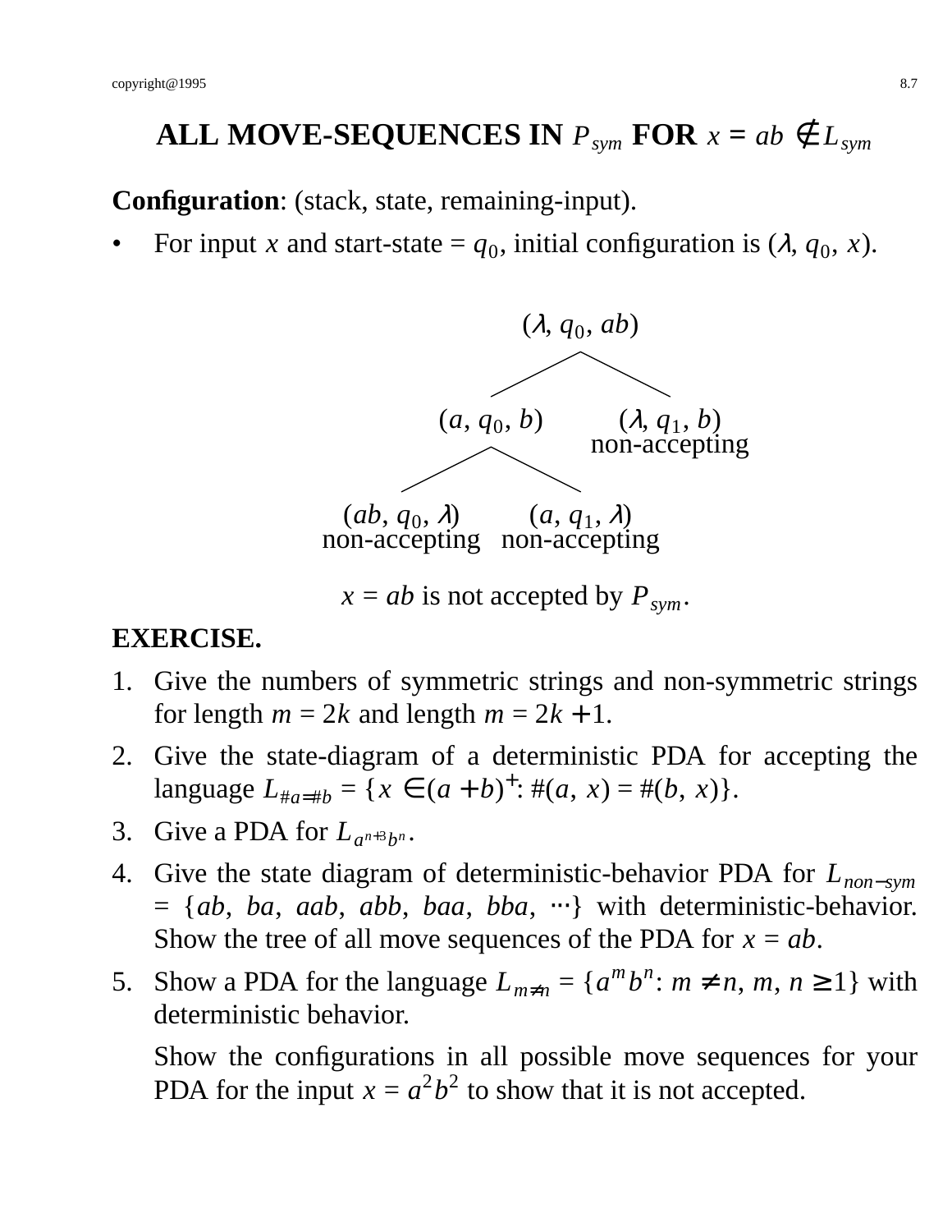# ALL MOVE-SEQUENCES IN $P_{sym}$ FOR $x = ab \notin L_{sym}$

**Configuration**: (stack, state, remaining-input).

- For input $x$ and start-state = $q_0$, initial configuration is $(\lambda, q_0, x)$.

$$(\lambda, q_0, ab)$$

- $(a, q_0, b)$
  - $(ab, q_0, \lambda)$ non-accepting
  - $(a, q_1, \lambda)$ non-accepting
- $(\lambda, q_1, b)$ non-accepting

$x = ab$ is not accepted by $P_{sym}$.

**EXERCISE.**

1. Give the numbers of symmetric strings and non-symmetric strings for length $m = 2k$ and length $m = 2k + 1$.
2. Give the state-diagram of a deterministic PDA for accepting the language $L_{\#a=\#b} = \{x \in (a+b)^+: \#(a, x) = \#(b, x)\}$.
3. Give a PDA for $L_{a^{n+3}b^n}$.
4. Give the state diagram of deterministic-behavior PDA for $L_{non-sym} = \{ab, ba, aab, abb, baa, bba, \cdots\}$ with deterministic-behavior. Show the tree of all move sequences of the PDA for $x = ab$.
5. Show a PDA for the language $L_{m \neq n} = \{a^m b^n: m \neq n, m, n \geq 1\}$ with deterministic behavior.

   Show the configurations in all possible move sequences for your PDA for the input $x = a^2b^2$ to show that it is not accepted.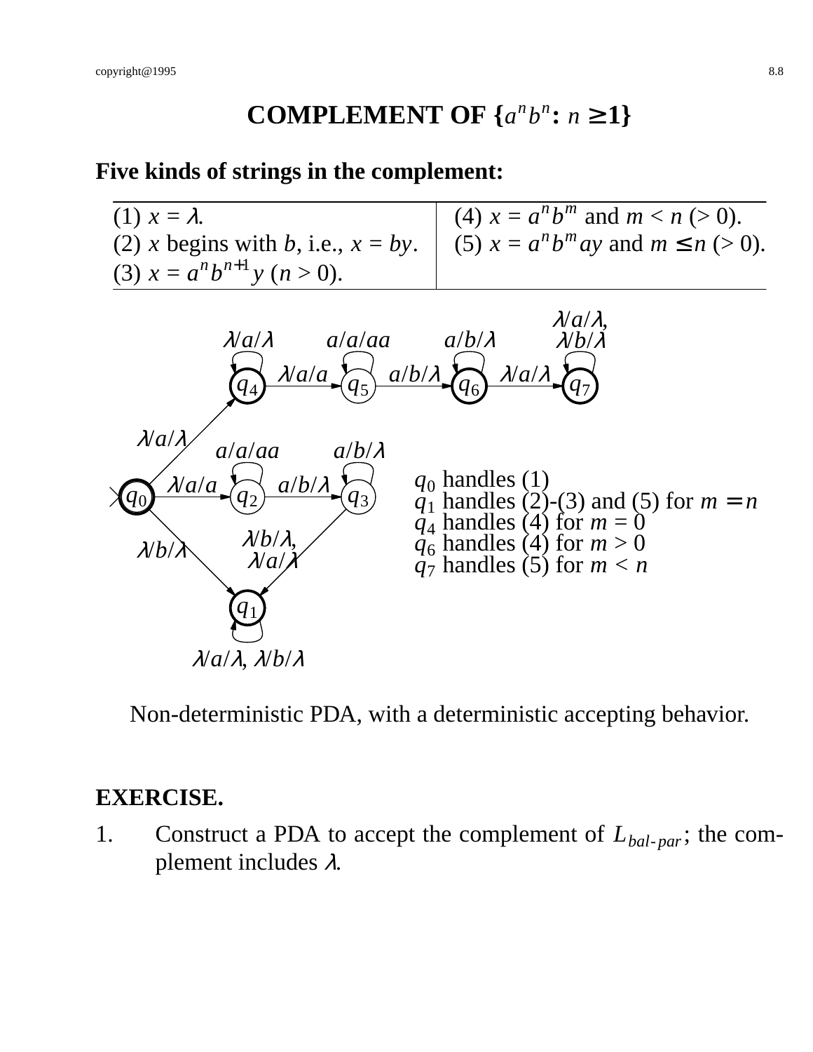# COMPLEMENT OF $\{a^n b^n : n \geq 1\}$

**Five kinds of strings in the complement:**

| | |
|---|---|
| (1) $x = \lambda$. | (4) $x = a^n b^m$ and $m < n$ (> 0). |
| (2) $x$ begins with $b$, i.e., $x = by$. | (5) $x = a^n b^m ay$ and $m \leq n$ (> 0). |
| (3) $x = a^n b^{n+1} y$ ($n > 0$). | |

$q_0$ handles (1)
$q_1$ handles (2)-(3) and (5) for $m = n$
$q_4$ handles (4) for $m = 0$
$q_6$ handles (4) for $m > 0$
$q_7$ handles (5) for $m < n$

Non-deterministic PDA, with a deterministic accepting behavior.

**EXERCISE.**

1. Construct a PDA to accept the complement of $L_{bal\text{-}par}$; the complement includes $\lambda$.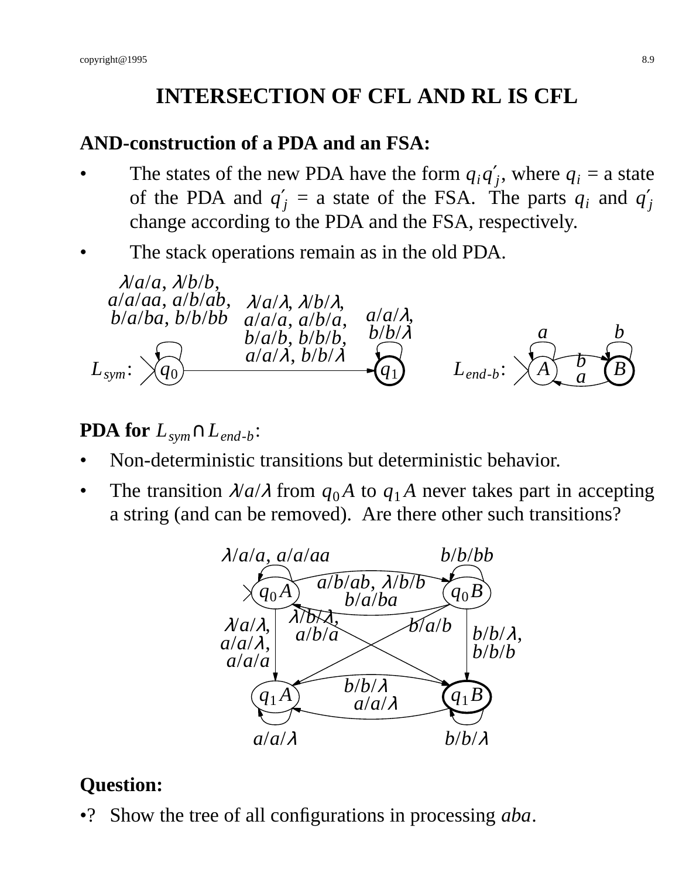# INTERSECTION OF CFL AND RL IS CFL

**AND-construction of a PDA and an FSA:**

- The states of the new PDA have the form $q_i q'_j$, where $q_i$ = a state of the PDA and $q'_j$ = a state of the FSA. The parts $q_i$ and $q'_j$ change according to the PDA and the FSA, respectively.
- The stack operations remain as in the old PDA.

$L_{sym}$: $q_0$ (loop: $\lambda/a/a$, $\lambda/b/b$, $a/a/aa$, $a/b/ab$, $b/a/ba$, $b/b/bb$) → $q_1$ via $\lambda/a/\lambda$, $\lambda/b/\lambda$, $a/a/a$, $a/b/a$, $b/a/b$, $b/b/b$, $a/a/\lambda$, $b/b/\lambda$; $q_1$ (loop: $a/a/\lambda$, $b/b/\lambda$)

$L_{end\text{-}b}$: $A$ (loop: $a$) → $B$ via $b$; $B$ (loop: $b$) → $A$ via $a$

**PDA for $L_{sym} \cap L_{end\text{-}b}$:**

- Non-deterministic transitions but deterministic behavior.
- The transition $\lambda/a/\lambda$ from $q_0A$ to $q_1A$ never takes part in accepting a string (and can be removed). Are there other such transitions?

$q_0A$ (loop: $\lambda/a/a$, $a/a/aa$); $q_0A \to q_0B$: $a/b/ab$, $\lambda/b/b$; $q_0B \to q_0A$: $b/a/ba$; $q_0B$ (loop: $b/b/bb$)

$q_0A \to q_1A$: $\lambda/a/\lambda$, $a/a/\lambda$, $a/a/a$; $q_0A \to q_1B$: $\lambda/b/\lambda$, $a/b/a$; $q_0B \to q_1A$: $b/a/b$; $q_0B \to q_1B$: $b/b/\lambda$, $b/b/b$

$q_1A \to q_1B$: $b/b/\lambda$; $q_1B \to q_1A$: $a/a/\lambda$; $q_1A$ (loop: $a/a/\lambda$); $q_1B$ (loop: $b/b/\lambda$)

**Question:**

•? Show the tree of all configurations in processing *aba*.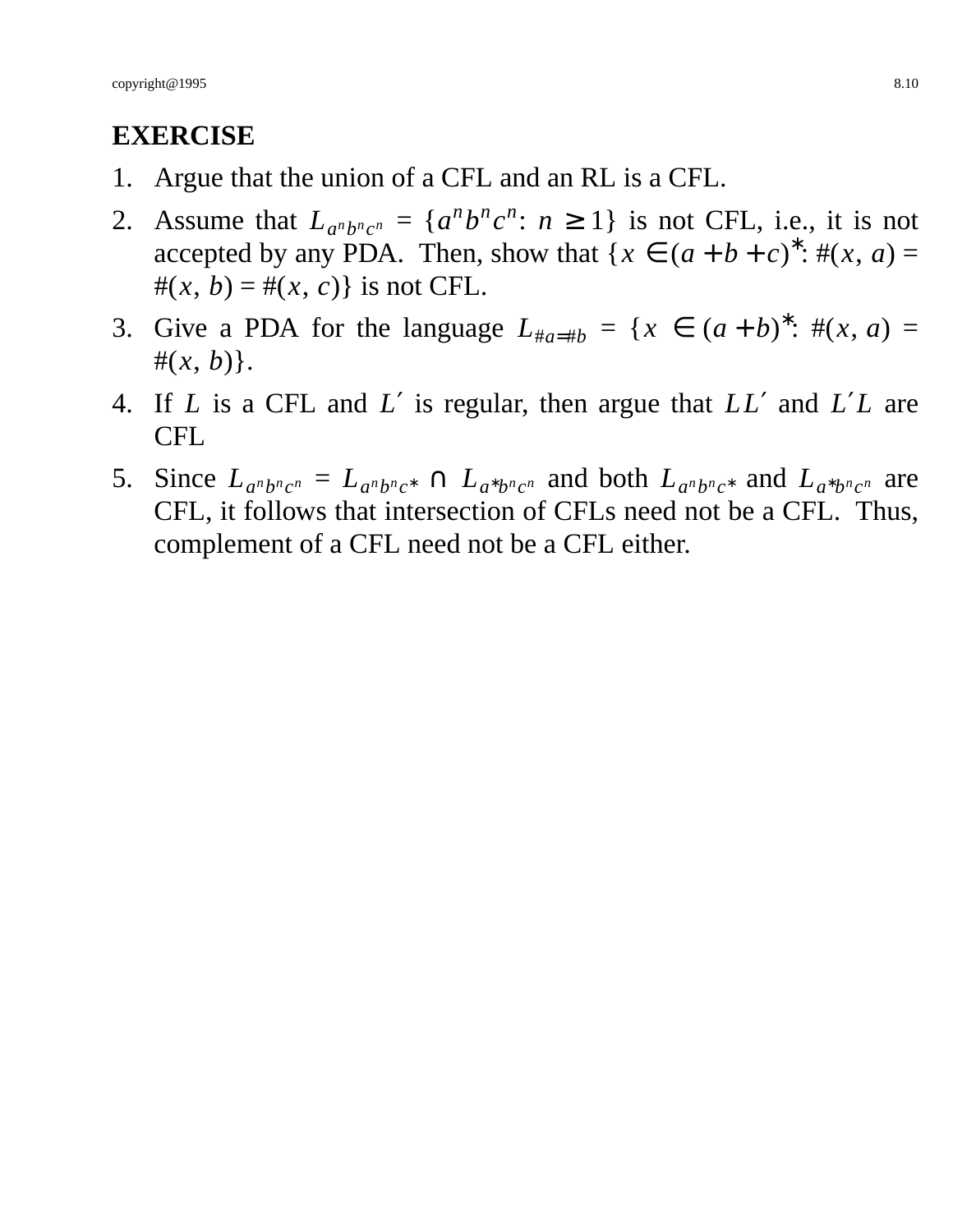## EXERCISE

1. Argue that the union of a CFL and an RL is a CFL.
2. Assume that $L_{a^nb^nc^n} = \{a^nb^nc^n\text{: } n \geq 1\}$ is not CFL, i.e., it is not accepted by any PDA. Then, show that $\{x \in (a + b + c)^*\text{: } \#(x, a) = \#(x, b) = \#(x, c)\}$ is not CFL.
3. Give a PDA for the language $L_{\#a=\#b} = \{x \in (a + b)^*\text{: } \#(x, a) = \#(x, b)\}$.
4. If $L$ is a CFL and $L'$ is regular, then argue that $LL'$ and $L'L$ are CFL
5. Since $L_{a^nb^nc^n} = L_{a^nb^nc^*} \cap L_{a^*b^nc^n}$ and both $L_{a^nb^nc^*}$ and $L_{a^*b^nc^n}$ are CFL, it follows that intersection of CFLs need not be a CFL. Thus, complement of a CFL need not be a CFL either.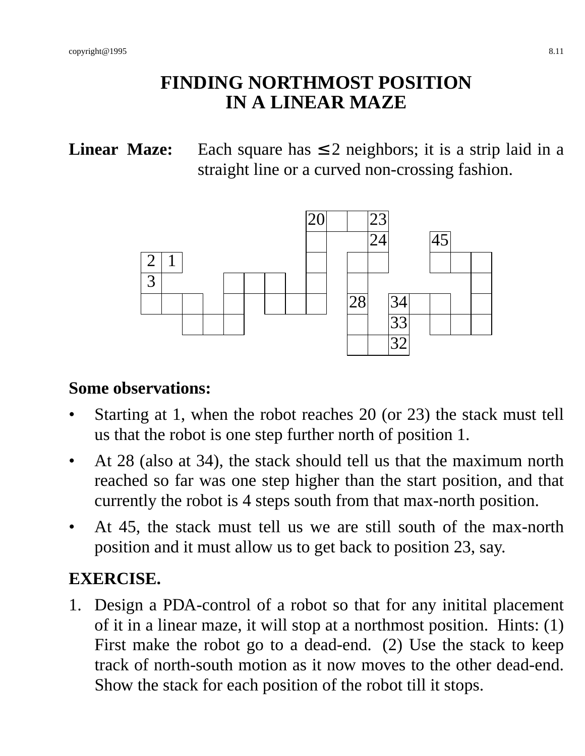# FINDING NORTHMOST POSITION IN A LINEAR MAZE

**Linear Maze:** Each square has ≤ 2 neighbors; it is a strip laid in a straight line or a curved non-crossing fashion.

**Some observations:**

- Starting at 1, when the robot reaches 20 (or 23) the stack must tell us that the robot is one step further north of position 1.
- At 28 (also at 34), the stack should tell us that the maximum north reached so far was one step higher than the start position, and that currently the robot is 4 steps south from that max-north position.
- At 45, the stack must tell us we are still south of the max-north position and it must allow us to get back to position 23, say.

**EXERCISE.**

1. Design a PDA-control of a robot so that for any initital placement of it in a linear maze, it will stop at a northmost position. Hints: (1) First make the robot go to a dead-end. (2) Use the stack to keep track of north-south motion as it now moves to the other dead-end. Show the stack for each position of the robot till it stops.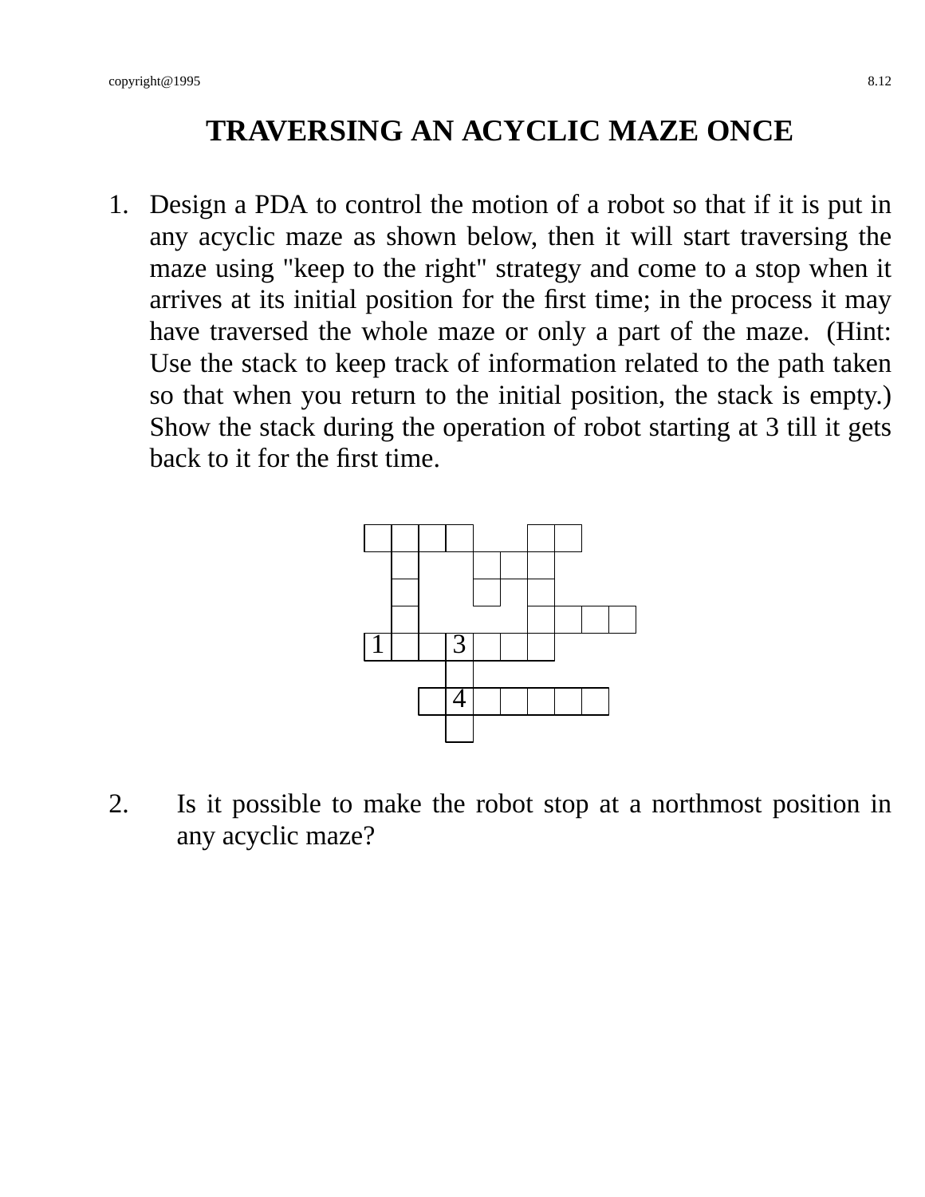# TRAVERSING AN ACYCLIC MAZE ONCE

1. Design a PDA to control the motion of a robot so that if it is put in any acyclic maze as shown below, then it will start traversing the maze using "keep to the right" strategy and come to a stop when it arrives at its initial position for the first time; in the process it may have traversed the whole maze or only a part of the maze. (Hint: Use the stack to keep track of information related to the path taken so that when you return to the initial position, the stack is empty.) Show the stack during the operation of robot starting at 3 till it gets back to it for the first time.

1 3

4

2. Is it possible to make the robot stop at a northmost position in any acyclic maze?